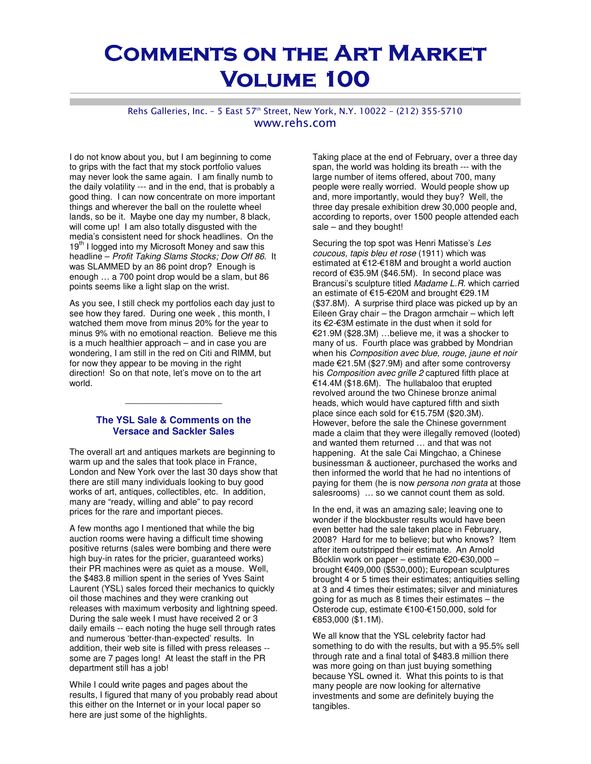# Comments on the Art Market Volume 100

Rehs Galleries, Inc. – 5 East 57th Street, New York, N.Y. 10022 – (212) 355-5710
www.rehs.com

I do not know about you, but I am beginning to come to grips with the fact that my stock portfolio values may never look the same again. I am finally numb to the daily volatility --- and in the end, that is probably a good thing. I can now concentrate on more important things and wherever the ball on the roulette wheel lands, so be it. Maybe one day my number, 8 black, will come up! I am also totally disgusted with the media's consistent need for shock headlines. On the 19th I logged into my Microsoft Money and saw this headline – *Profit Taking Slams Stocks; Dow Off 86*. It was SLAMMED by an 86 point drop? Enough is enough … a 700 point drop would be a slam, but 86 points seems like a light slap on the wrist.

As you see, I still check my portfolios each day just to see how they fared. During one week , this month, I watched them move from minus 20% for the year to minus 9% with no emotional reaction. Believe me this is a much healthier approach – and in case you are wondering, I am still in the red on Citi and RIMM, but for now they appear to be moving in the right direction! So on that note, let's move on to the art world.

---

## The YSL Sale & Comments on the Versace and Sackler Sales

The overall art and antiques markets are beginning to warm up and the sales that took place in France, London and New York over the last 30 days show that there are still many individuals looking to buy good works of art, antiques, collectibles, etc. In addition, many are "ready, willing and able" to pay record prices for the rare and important pieces.

A few months ago I mentioned that while the big auction rooms were having a difficult time showing positive returns (sales were bombing and there were high buy-in rates for the pricier, guaranteed works) their PR machines were as quiet as a mouse. Well, the $483.8 million spent in the series of Yves Saint Laurent (YSL) sales forced their mechanics to quickly oil those machines and they were cranking out releases with maximum verbosity and lightning speed. During the sale week I must have received 2 or 3 daily emails -- each noting the huge sell through rates and numerous 'better-than-expected' results. In addition, their web site is filled with press releases -- some are 7 pages long! At least the staff in the PR department still has a job!

While I could write pages and pages about the results, I figured that many of you probably read about this either on the Internet or in your local paper so here are just some of the highlights.

Taking place at the end of February, over a three day span, the world was holding its breath --- with the large number of items offered, about 700, many people were really worried. Would people show up and, more importantly, would they buy? Well, the three day presale exhibition drew 30,000 people and, according to reports, over 1500 people attended each sale – and they bought!

Securing the top spot was Henri Matisse's *Les coucous, tapis bleu et rose* (1911) which was estimated at €12-€18M and brought a world auction record of €35.9M ($46.5M). In second place was Brancusi's sculpture titled *Madame L.R.* which carried an estimate of €15-€20M and brought €29.1M ($37.8M). A surprise third place was picked up by an Eileen Gray chair – the Dragon armchair – which left its €2-€3M estimate in the dust when it sold for €21.9M ($28.3M) …believe me, it was a shocker to many of us. Fourth place was grabbed by Mondrian when his *Composition avec blue, rouge, jaune et noir* made €21.5M ($27.9M) and after some controversy his *Composition avec grille 2* captured fifth place at €14.4M ($18.6M). The hullabaloo that erupted revolved around the two Chinese bronze animal heads, which would have captured fifth and sixth place since each sold for €15.75M ($20.3M). However, before the sale the Chinese government made a claim that they were illegally removed (looted) and wanted them returned … and that was not happening. At the sale Cai Mingchao, a Chinese businessman & auctioneer, purchased the works and then informed the world that he had no intentions of paying for them (he is now *persona non grata* at those salesrooms) … so we cannot count them as sold.

In the end, it was an amazing sale; leaving one to wonder if the blockbuster results would have been even better had the sale taken place in February, 2008? Hard for me to believe; but who knows? Item after item outstripped their estimate. An Arnold Böcklin work on paper – estimate €20-€30,000 – brought €409,000 ($530,000); European sculptures brought 4 or 5 times their estimates; antiquities selling at 3 and 4 times their estimates; silver and miniatures going for as much as 8 times their estimates – the Osterode cup, estimate €100-€150,000, sold for €853,000 ($1.1M).

We all know that the YSL celebrity factor had something to do with the results, but with a 95.5% sell through rate and a final total of $483.8 million there was more going on than just buying something because YSL owned it. What this points to is that many people are now looking for alternative investments and some are definitely buying the tangibles.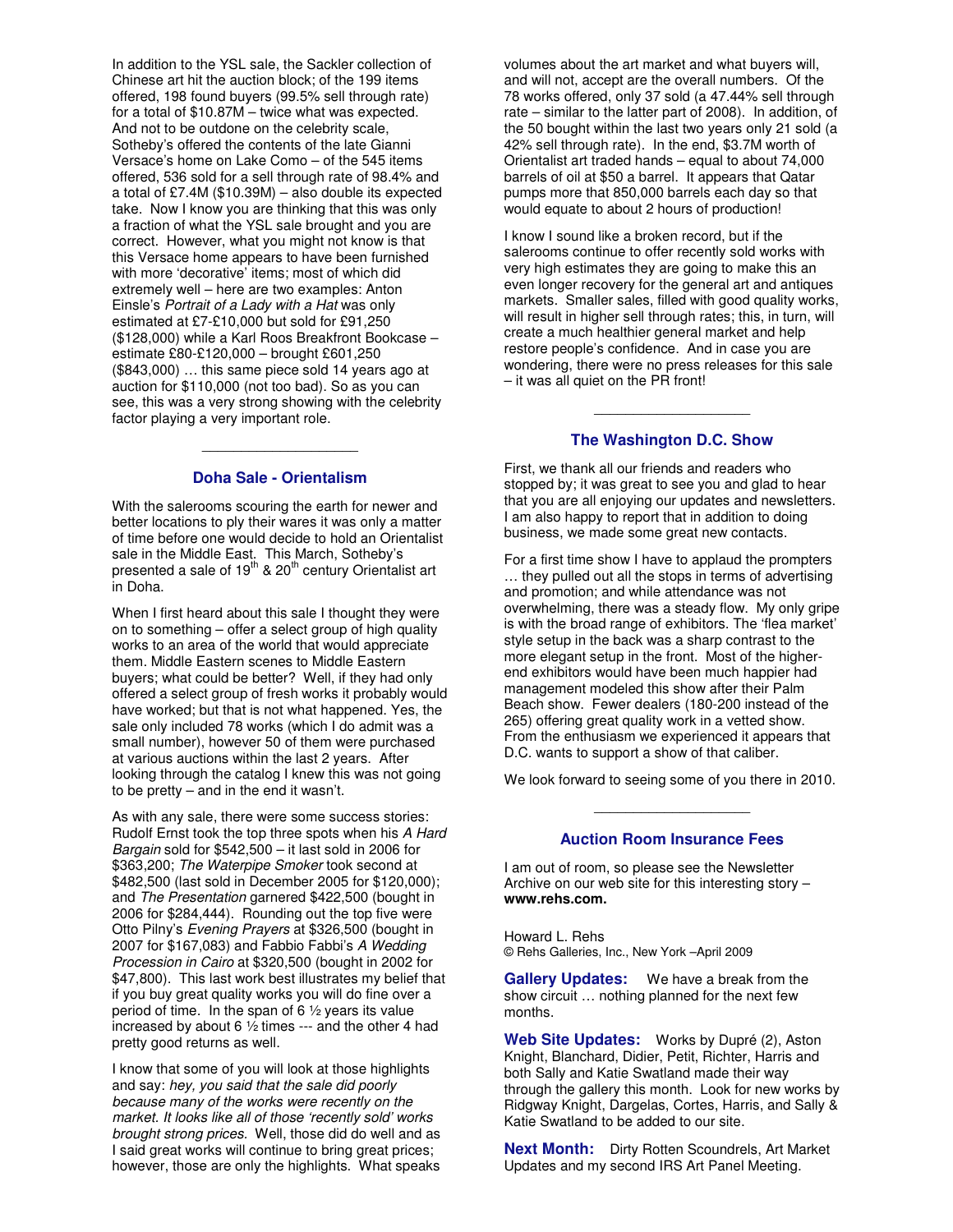In addition to the YSL sale, the Sackler collection of Chinese art hit the auction block; of the 199 items offered, 198 found buyers (99.5% sell through rate) for a total of $10.87M – twice what was expected. And not to be outdone on the celebrity scale, Sotheby's offered the contents of the late Gianni Versace's home on Lake Como – of the 545 items offered, 536 sold for a sell through rate of 98.4% and a total of £7.4M ($10.39M) – also double its expected take. Now I know you are thinking that this was only a fraction of what the YSL sale brought and you are correct. However, what you might not know is that this Versace home appears to have been furnished with more 'decorative' items; most of which did extremely well – here are two examples: Anton Einsle's *Portrait of a Lady with a Hat* was only estimated at £7-£10,000 but sold for £91,250 ($128,000) while a Karl Roos Breakfront Bookcase – estimate £80-£120,000 – brought £601,250 ($843,000) … this same piece sold 14 years ago at auction for $110,000 (not too bad). So as you can see, this was a very strong showing with the celebrity factor playing a very important role.

---

## Doha Sale - Orientalism

With the salerooms scouring the earth for newer and better locations to ply their wares it was only a matter of time before one would decide to hold an Orientalist sale in the Middle East. This March, Sotheby's presented a sale of 19th & 20th century Orientalist art in Doha.

When I first heard about this sale I thought they were on to something – offer a select group of high quality works to an area of the world that would appreciate them. Middle Eastern scenes to Middle Eastern buyers; what could be better? Well, if they had only offered a select group of fresh works it probably would have worked; but that is not what happened. Yes, the sale only included 78 works (which I do admit was a small number), however 50 of them were purchased at various auctions within the last 2 years. After looking through the catalog I knew this was not going to be pretty – and in the end it wasn't.

As with any sale, there were some success stories: Rudolf Ernst took the top three spots when his *A Hard Bargain* sold for $542,500 – it last sold in 2006 for $363,200; *The Waterpipe Smoker* took second at $482,500 (last sold in December 2005 for $120,000); and *The Presentation* garnered $422,500 (bought in 2006 for $284,444). Rounding out the top five were Otto Pilny's *Evening Prayers* at $326,500 (bought in 2007 for $167,083) and Fabbio Fabbi's *A Wedding Procession in Cairo* at $320,500 (bought in 2002 for $47,800). This last work best illustrates my belief that if you buy great quality works you will do fine over a period of time. In the span of 6 ½ years its value increased by about 6 ½ times --- and the other 4 had pretty good returns as well.

I know that some of you will look at those highlights and say: *hey, you said that the sale did poorly because many of the works were recently on the market. It looks like all of those 'recently sold' works brought strong prices*. Well, those did do well and as I said great works will continue to bring great prices; however, those are only the highlights. What speaks volumes about the art market and what buyers will, and will not, accept are the overall numbers. Of the 78 works offered, only 37 sold (a 47.44% sell through rate – similar to the latter part of 2008). In addition, of the 50 bought within the last two years only 21 sold (a 42% sell through rate). In the end, $3.7M worth of Orientalist art traded hands – equal to about 74,000 barrels of oil at $50 a barrel. It appears that Qatar pumps more that 850,000 barrels each day so that would equate to about 2 hours of production!

I know I sound like a broken record, but if the salerooms continue to offer recently sold works with very high estimates they are going to make this an even longer recovery for the general art and antiques markets. Smaller sales, filled with good quality works, will result in higher sell through rates; this, in turn, will create a much healthier general market and help restore people's confidence. And in case you are wondering, there were no press releases for this sale – it was all quiet on the PR front!

---

## The Washington D.C. Show

First, we thank all our friends and readers who stopped by; it was great to see you and glad to hear that you are all enjoying our updates and newsletters. I am also happy to report that in addition to doing business, we made some great new contacts.

For a first time show I have to applaud the prompters … they pulled out all the stops in terms of advertising and promotion; and while attendance was not overwhelming, there was a steady flow. My only gripe is with the broad range of exhibitors. The 'flea market' style setup in the back was a sharp contrast to the more elegant setup in the front. Most of the higher-end exhibitors would have been much happier had management modeled this show after their Palm Beach show. Fewer dealers (180-200 instead of the 265) offering great quality work in a vetted show. From the enthusiasm we experienced it appears that D.C. wants to support a show of that caliber.

We look forward to seeing some of you there in 2010.

---

## Auction Room Insurance Fees

I am out of room, so please see the Newsletter Archive on our web site for this interesting story – **www.rehs.com.**

Howard L. Rehs
© Rehs Galleries, Inc., New York –April 2009

**Gallery Updates:** We have a break from the show circuit … nothing planned for the next few months.

**Web Site Updates:** Works by Dupré (2), Aston Knight, Blanchard, Didier, Petit, Richter, Harris and both Sally and Katie Swatland made their way through the gallery this month. Look for new works by Ridgway Knight, Dargelas, Cortes, Harris, and Sally & Katie Swatland to be added to our site.

**Next Month:** Dirty Rotten Scoundrels, Art Market Updates and my second IRS Art Panel Meeting.